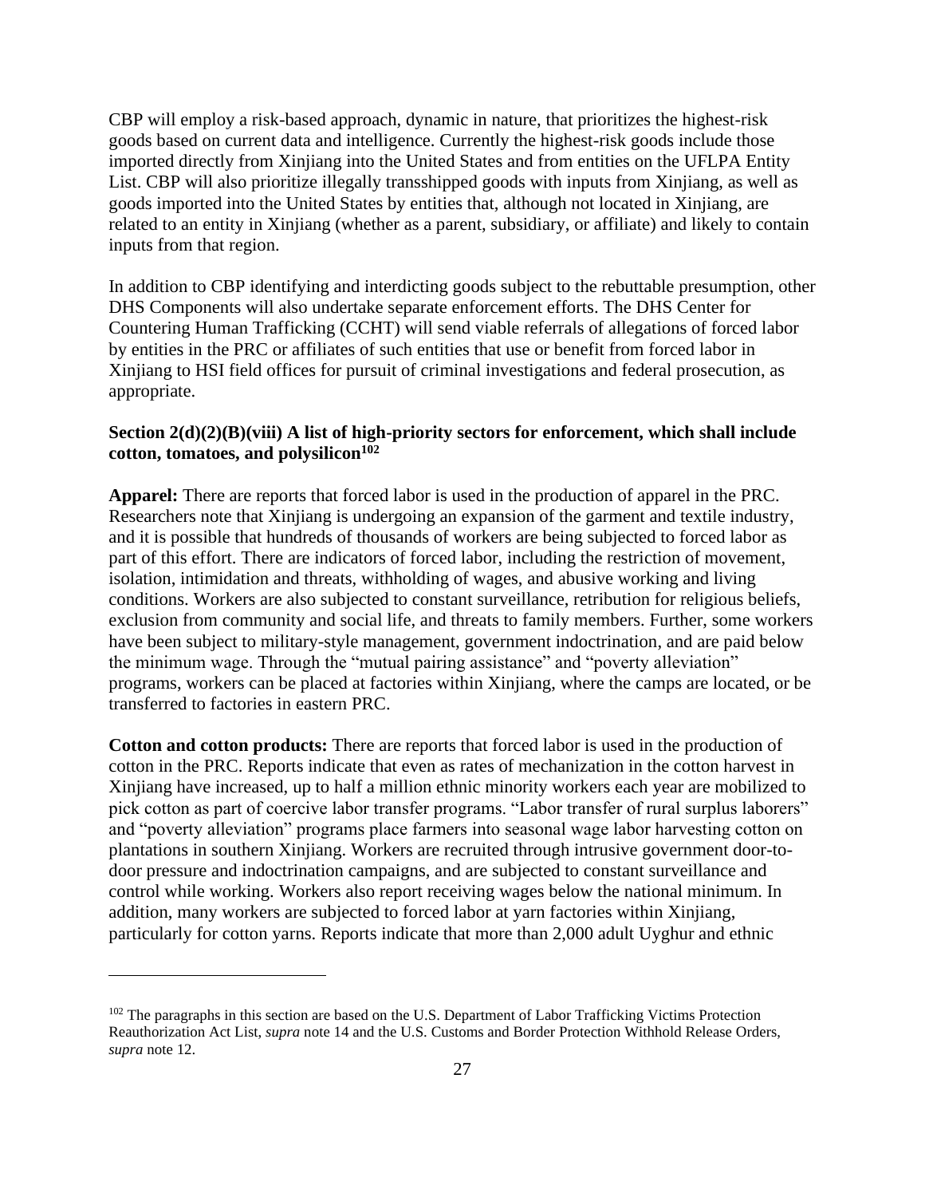CBP will employ a risk-based approach, dynamic in nature, that prioritizes the highest-risk goods based on current data and intelligence. Currently the highest-risk goods include those imported directly from Xinjiang into the United States and from entities on the UFLPA Entity List. CBP will also prioritize illegally transshipped goods with inputs from Xinjiang, as well as goods imported into the United States by entities that, although not located in Xinjiang, are related to an entity in Xinjiang (whether as a parent, subsidiary, or affiliate) and likely to contain inputs from that region.

In addition to CBP identifying and interdicting goods subject to the rebuttable presumption, other DHS Components will also undertake separate enforcement efforts. The DHS Center for Countering Human Trafficking (CCHT) will send viable referrals of allegations of forced labor by entities in the PRC or affiliates of such entities that use or benefit from forced labor in Xinjiang to HSI field offices for pursuit of criminal investigations and federal prosecution, as appropriate.

### Section 2(d)(2)(B)(viii) A list of high-priority sectors for enforcement, which shall include cotton, tomatoes, and polysilicon[102]

**Apparel:** There are reports that forced labor is used in the production of apparel in the PRC. Researchers note that Xinjiang is undergoing an expansion of the garment and textile industry, and it is possible that hundreds of thousands of workers are being subjected to forced labor as part of this effort. There are indicators of forced labor, including the restriction of movement, isolation, intimidation and threats, withholding of wages, and abusive working and living conditions. Workers are also subjected to constant surveillance, retribution for religious beliefs, exclusion from community and social life, and threats to family members. Further, some workers have been subject to military-style management, government indoctrination, and are paid below the minimum wage. Through the "mutual pairing assistance" and "poverty alleviation" programs, workers can be placed at factories within Xinjiang, where the camps are located, or be transferred to factories in eastern PRC.

**Cotton and cotton products:** There are reports that forced labor is used in the production of cotton in the PRC. Reports indicate that even as rates of mechanization in the cotton harvest in Xinjiang have increased, up to half a million ethnic minority workers each year are mobilized to pick cotton as part of coercive labor transfer programs. "Labor transfer of rural surplus laborers" and "poverty alleviation" programs place farmers into seasonal wage labor harvesting cotton on plantations in southern Xinjiang. Workers are recruited through intrusive government door-to-door pressure and indoctrination campaigns, and are subjected to constant surveillance and control while working. Workers also report receiving wages below the national minimum. In addition, many workers are subjected to forced labor at yarn factories within Xinjiang, particularly for cotton yarns. Reports indicate that more than 2,000 adult Uyghur and ethnic

[102] The paragraphs in this section are based on the U.S. Department of Labor Trafficking Victims Protection Reauthorization Act List, *supra* note 14 and the U.S. Customs and Border Protection Withhold Release Orders, *supra* note 12.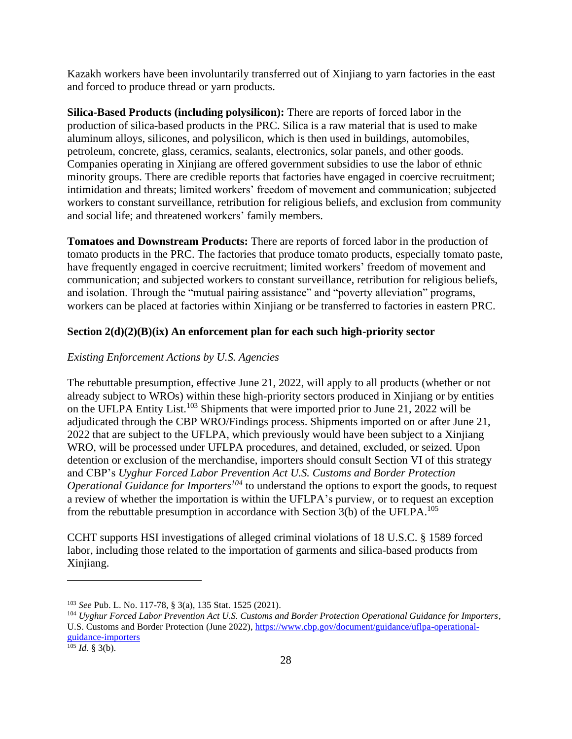Kazakh workers have been involuntarily transferred out of Xinjiang to yarn factories in the east and forced to produce thread or yarn products.

**Silica-Based Products (including polysilicon):** There are reports of forced labor in the production of silica-based products in the PRC. Silica is a raw material that is used to make aluminum alloys, silicones, and polysilicon, which is then used in buildings, automobiles, petroleum, concrete, glass, ceramics, sealants, electronics, solar panels, and other goods. Companies operating in Xinjiang are offered government subsidies to use the labor of ethnic minority groups. There are credible reports that factories have engaged in coercive recruitment; intimidation and threats; limited workers' freedom of movement and communication; subjected workers to constant surveillance, retribution for religious beliefs, and exclusion from community and social life; and threatened workers' family members.

**Tomatoes and Downstream Products:** There are reports of forced labor in the production of tomato products in the PRC. The factories that produce tomato products, especially tomato paste, have frequently engaged in coercive recruitment; limited workers' freedom of movement and communication; and subjected workers to constant surveillance, retribution for religious beliefs, and isolation. Through the "mutual pairing assistance" and "poverty alleviation" programs, workers can be placed at factories within Xinjiang or be transferred to factories in eastern PRC.

### Section 2(d)(2)(B)(ix) An enforcement plan for each such high-priority sector

*Existing Enforcement Actions by U.S. Agencies*

The rebuttable presumption, effective June 21, 2022, will apply to all products (whether or not already subject to WROs) within these high-priority sectors produced in Xinjiang or by entities on the UFLPA Entity List.[103] Shipments that were imported prior to June 21, 2022 will be adjudicated through the CBP WRO/Findings process. Shipments imported on or after June 21, 2022 that are subject to the UFLPA, which previously would have been subject to a Xinjiang WRO, will be processed under UFLPA procedures, and detained, excluded, or seized. Upon detention or exclusion of the merchandise, importers should consult Section VI of this strategy and CBP's *Uyghur Forced Labor Prevention Act U.S. Customs and Border Protection Operational Guidance for Importers*[104] to understand the options to export the goods, to request a review of whether the importation is within the UFLPA's purview, or to request an exception from the rebuttable presumption in accordance with Section 3(b) of the UFLPA.[105]

CCHT supports HSI investigations of alleged criminal violations of 18 U.S.C. § 1589 forced labor, including those related to the importation of garments and silica-based products from Xinjiang.

---

[103] *See* Pub. L. No. 117-78, § 3(a), 135 Stat. 1525 (2021).

[104] *Uyghur Forced Labor Prevention Act U.S. Customs and Border Protection Operational Guidance for Importers*, U.S. Customs and Border Protection (June 2022), https://www.cbp.gov/document/guidance/uflpa-operational-guidance-importers

[105] *Id.* § 3(b).